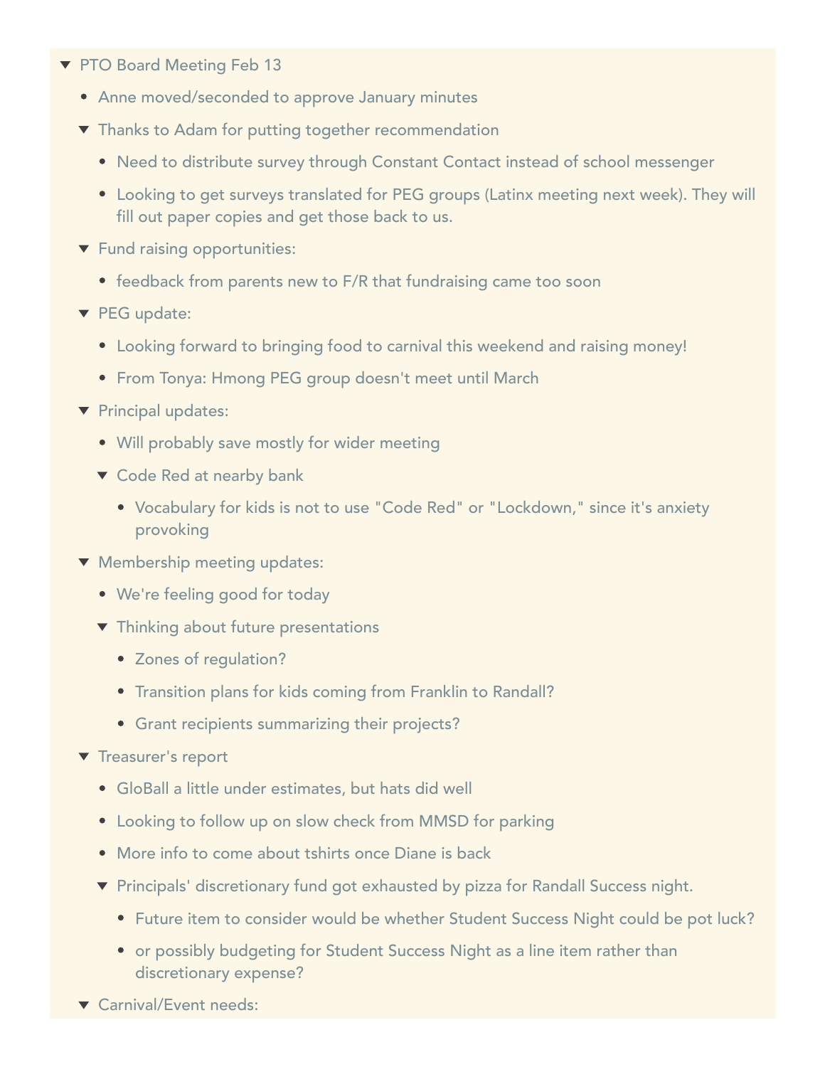- PTO Board Meeting Feb 13
  - Anne moved/seconded to approve January minutes
  - Thanks to Adam for putting together recommendation
    - Need to distribute survey through Constant Contact instead of school messenger
    - Looking to get surveys translated for PEG groups (Latinx meeting next week). They will fill out paper copies and get those back to us.
  - Fund raising opportunities:
    - feedback from parents new to F/R that fundraising came too soon
  - PEG update:
    - Looking forward to bringing food to carnival this weekend and raising money!
    - From Tonya: Hmong PEG group doesn't meet until March
  - Principal updates:
    - Will probably save mostly for wider meeting
    - Code Red at nearby bank
      - Vocabulary for kids is not to use "Code Red" or "Lockdown," since it's anxiety provoking
  - Membership meeting updates:
    - We're feeling good for today
    - Thinking about future presentations
      - Zones of regulation?
      - Transition plans for kids coming from Franklin to Randall?
      - Grant recipients summarizing their projects?
  - Treasurer's report
    - GloBall a little under estimates, but hats did well
    - Looking to follow up on slow check from MMSD for parking
    - More info to come about tshirts once Diane is back
    - Principals' discretionary fund got exhausted by pizza for Randall Success night.
      - Future item to consider would be whether Student Success Night could be pot luck?
      - or possibly budgeting for Student Success Night as a line item rather than discretionary expense?
  - Carnival/Event needs: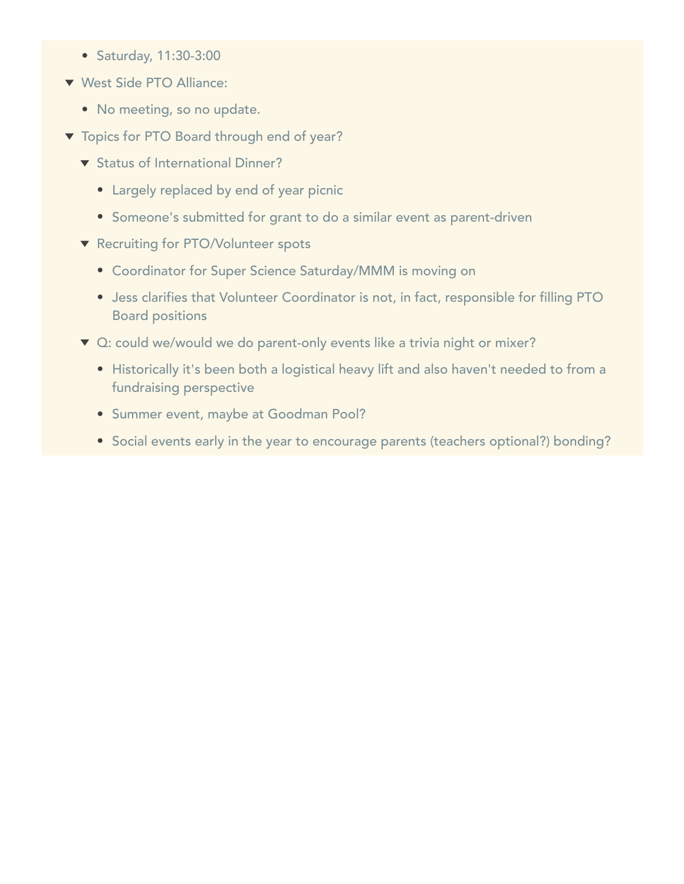- Saturday, 11:30-3:00
- West Side PTO Alliance:
    - No meeting, so no update.
- Topics for PTO Board through end of year?
    - Status of International Dinner?
        - Largely replaced by end of year picnic
        - Someone's submitted for grant to do a similar event as parent-driven
    - Recruiting for PTO/Volunteer spots
        - Coordinator for Super Science Saturday/MMM is moving on
        - Jess clarifies that Volunteer Coordinator is not, in fact, responsible for filling PTO Board positions
    - Q: could we/would we do parent-only events like a trivia night or mixer?
        - Historically it's been both a logistical heavy lift and also haven't needed to from a fundraising perspective
        - Summer event, maybe at Goodman Pool?
        - Social events early in the year to encourage parents (teachers optional?) bonding?